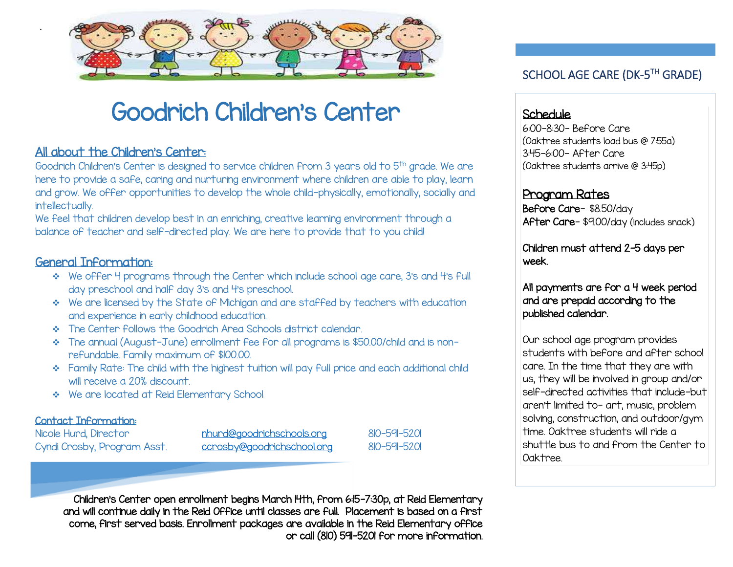# Goodrich Children's Center

## All about the Children's Center:

Goodrich Children's Center is designed to service children from 3 years old to 5th grade. We are here to provide a safe, caring and nurturing environment where children are able to play, learn and grow. We offer opportunities to develop the whole child-physically, emotionally, socially and intellectually.

We feel that children develop best in an enriching, creative learning environment through a balance of teacher and self-directed play. We are here to provide that to you child!

## General Information:

- We offer 4 programs through the Center which include school age care, 3's and 4's full day preschool and half day 3's and 4's preschool.
- We are licensed by the State of Michigan and are staffed by teachers with education and experience in early childhood education.
- The Center follows the Goodrich Area Schools district calendar.
- The annual (August-June) enrollment fee for all programs is $50.00/child and is non-refundable. Family maximum of $100.00.
- Family Rate: The child with the highest tuition will pay full price and each additional child will receive a 20% discount.
- We are located at Reid Elementary School

## Contact Information:

| | | |
|---|---|---|
| Nicole Hurd, Director | nhurd@goodrichschools.org | 810-591-5201 |
| Cyndi Crosby, Program Asst. | ccrosby@goodrichschool.org | 810-591-5201 |

Children's Center open enrollment begins March 14th, from 6:15-7:30p, at Reid Elementary and will continue daily in the Reid Office until classes are full. Placement is based on a first come, first served basis. Enrollment packages are available in the Reid Elementary office or call (810) 591-5201 for more information.

## SCHOOL AGE CARE (DK-5TH GRADE)

### Schedule

6:00-8:30- Before Care
(Oaktree students load bus @ 7:55a)
3:45-6:00- After Care
(Oaktree students arrive @ 3:45p)

### Program Rates

**Before Care**- $8.50/day
**After Care**- $9.00/day (includes snack)

**Children must attend 2-5 days per week.**

**All payments are for a 4 week period and are prepaid according to the published calendar.**

Our school age program provides students with before and after school care. In the time that they are with us, they will be involved in group and/or self-directed activities that include-but aren't limited to- art, music, problem solving, construction, and outdoor/gym time. Oaktree students will ride a shuttle bus to and from the Center to Oaktree.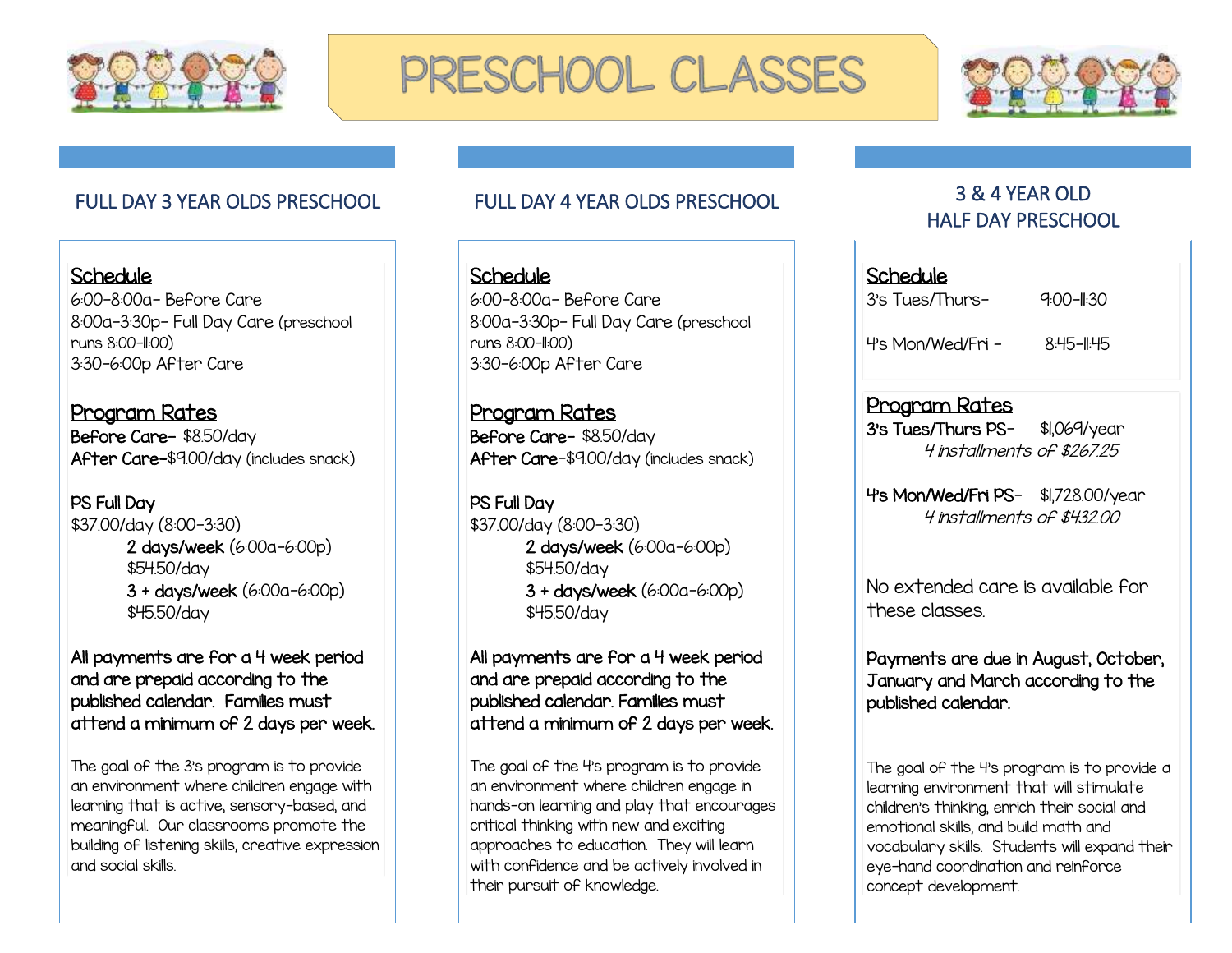# PRESCHOOL CLASSES

## FULL DAY 3 YEAR OLDS PRESCHOOL

**Schedule**

6:00-8:00a- Before Care
8:00a-3:30p- Full Day Care (preschool runs 8:00-11:00)
3:30-6:00p After Care

**Program Rates**

**Before Care-** $8.50/day
**After Care-**$9.00/day (includes snack)

PS Full Day
$37.00/day (8:00-3:30)

**2 days/week** (6:00a-6:00p)
$54.50/day

**3 + days/week** (6:00a-6:00p)
$45.50/day

**All payments are for a 4 week period and are prepaid according to the published calendar. Families must attend a minimum of 2 days per week.**

The goal of the 3's program is to provide an environment where children engage with learning that is active, sensory-based, and meaningful. Our classrooms promote the building of listening skills, creative expression and social skills.

## FULL DAY 4 YEAR OLDS PRESCHOOL

**Schedule**

6:00-8:00a- Before Care
8:00a-3:30p- Full Day Care (preschool runs 8:00-11:00)
3:30-6:00p After Care

**Program Rates**

**Before Care-** $8.50/day
**After Care-**$9.00/day (includes snack)

PS Full Day
$37.00/day (8:00-3:30)

**2 days/week** (6:00a-6:00p)
$54.50/day

**3 + days/week** (6:00a-6:00p)
$45.50/day

**All payments are for a 4 week period and are prepaid according to the published calendar. Families must attend a minimum of 2 days per week.**

The goal of the 4's program is to provide an environment where children engage in hands-on learning and play that encourages critical thinking with new and exciting approaches to education. They will learn with confidence and be actively involved in their pursuit of knowledge.

## 3 & 4 YEAR OLD HALF DAY PRESCHOOL

**Schedule**

3's Tues/Thurs- 9:00-11:30

4's Mon/Wed/Fri - 8:45-11:45

**Program Rates**

**3's Tues/Thurs PS-** $1,069/year
*4 installments of $267.25*

**4's Mon/Wed/Fri PS-** $1,728.00/year
*4 installments of $432.00*

No extended care is available for these classes.

**Payments are due in August, October, January and March according to the published calendar.**

The goal of the 4's program is to provide a learning environment that will stimulate children's thinking, enrich their social and emotional skills, and build math and vocabulary skills. Students will expand their eye-hand coordination and reinforce concept development.